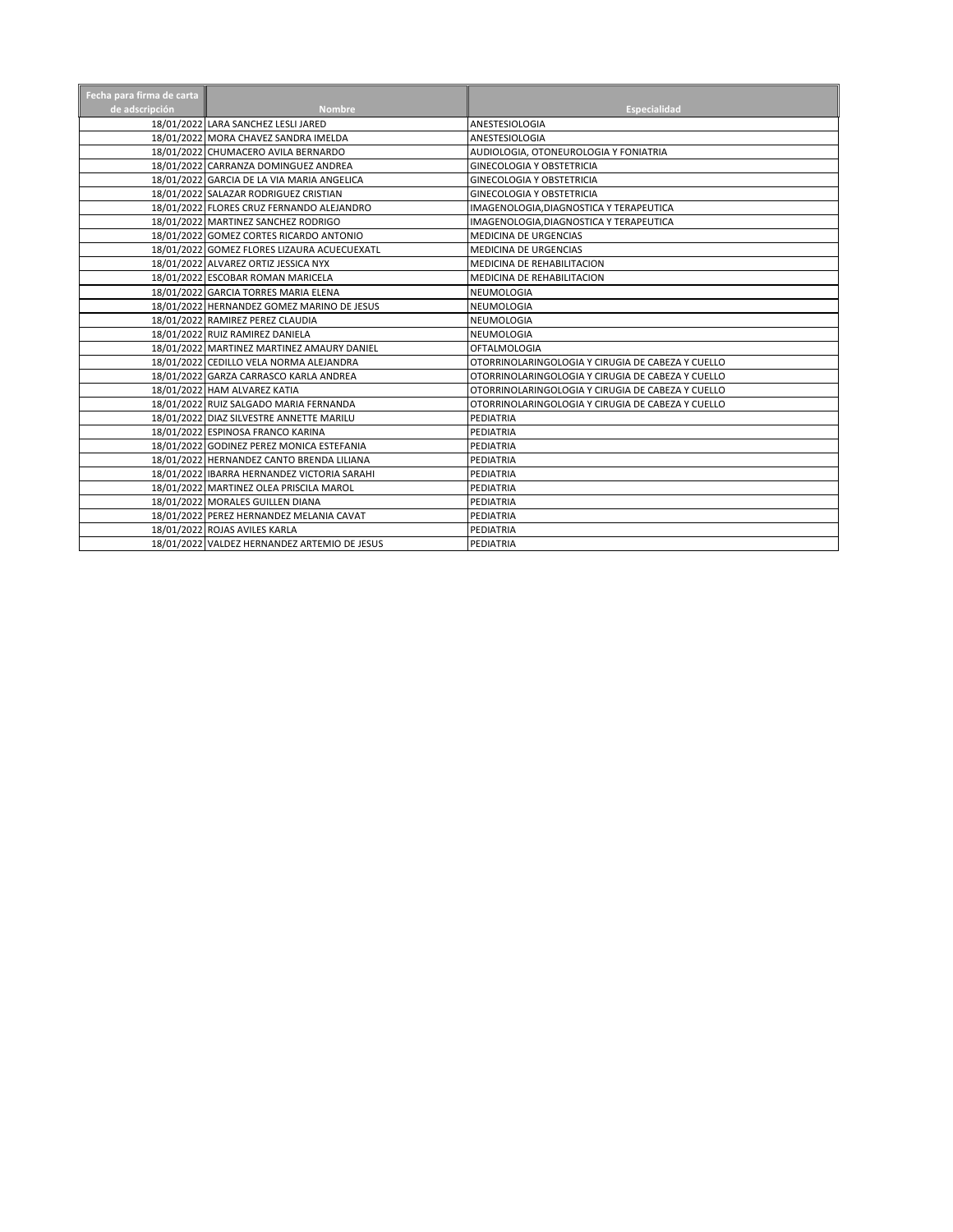| Fecha para firma de carta de adscripción | Nombre | Especialidad |
|---|---|---|
| 18/01/2022 | LARA SANCHEZ LESLI JARED | ANESTESIOLOGIA |
| 18/01/2022 | MORA CHAVEZ SANDRA IMELDA | ANESTESIOLOGIA |
| 18/01/2022 | CHUMACERO AVILA BERNARDO | AUDIOLOGIA, OTONEUROLOGIA Y FONIATRIA |
| 18/01/2022 | CARRANZA DOMINGUEZ ANDREA | GINECOLOGIA Y OBSTETRICIA |
| 18/01/2022 | GARCIA DE LA VIA MARIA ANGELICA | GINECOLOGIA Y OBSTETRICIA |
| 18/01/2022 | SALAZAR RODRIGUEZ CRISTIAN | GINECOLOGIA Y OBSTETRICIA |
| 18/01/2022 | FLORES CRUZ FERNANDO ALEJANDRO | IMAGENOLOGIA,DIAGNOSTICA Y TERAPEUTICA |
| 18/01/2022 | MARTINEZ SANCHEZ RODRIGO | IMAGENOLOGIA,DIAGNOSTICA Y TERAPEUTICA |
| 18/01/2022 | GOMEZ CORTES RICARDO ANTONIO | MEDICINA DE URGENCIAS |
| 18/01/2022 | GOMEZ FLORES LIZAURA ACUECUEXATL | MEDICINA DE URGENCIAS |
| 18/01/2022 | ALVAREZ ORTIZ JESSICA NYX | MEDICINA DE REHABILITACION |
| 18/01/2022 | ESCOBAR ROMAN MARICELA | MEDICINA DE REHABILITACION |
| 18/01/2022 | GARCIA TORRES MARIA ELENA | NEUMOLOGIA |
| 18/01/2022 | HERNANDEZ GOMEZ MARINO DE JESUS | NEUMOLOGIA |
| 18/01/2022 | RAMIREZ PEREZ CLAUDIA | NEUMOLOGIA |
| 18/01/2022 | RUIZ RAMIREZ DANIELA | NEUMOLOGIA |
| 18/01/2022 | MARTINEZ MARTINEZ AMAURY DANIEL | OFTALMOLOGIA |
| 18/01/2022 | CEDILLO VELA NORMA ALEJANDRA | OTORRINOLARINGOLOGIA Y CIRUGIA DE CABEZA Y CUELLO |
| 18/01/2022 | GARZA CARRASCO KARLA ANDREA | OTORRINOLARINGOLOGIA Y CIRUGIA DE CABEZA Y CUELLO |
| 18/01/2022 | HAM ALVAREZ KATIA | OTORRINOLARINGOLOGIA Y CIRUGIA DE CABEZA Y CUELLO |
| 18/01/2022 | RUIZ SALGADO MARIA FERNANDA | OTORRINOLARINGOLOGIA Y CIRUGIA DE CABEZA Y CUELLO |
| 18/01/2022 | DIAZ SILVESTRE ANNETTE MARILU | PEDIATRIA |
| 18/01/2022 | ESPINOSA FRANCO KARINA | PEDIATRIA |
| 18/01/2022 | GODINEZ PEREZ MONICA ESTEFANIA | PEDIATRIA |
| 18/01/2022 | HERNANDEZ CANTO BRENDA LILIANA | PEDIATRIA |
| 18/01/2022 | IBARRA HERNANDEZ VICTORIA SARAHI | PEDIATRIA |
| 18/01/2022 | MARTINEZ OLEA PRISCILA MAROL | PEDIATRIA |
| 18/01/2022 | MORALES GUILLEN DIANA | PEDIATRIA |
| 18/01/2022 | PEREZ HERNANDEZ MELANIA CAVAT | PEDIATRIA |
| 18/01/2022 | ROJAS AVILES KARLA | PEDIATRIA |
| 18/01/2022 | VALDEZ HERNANDEZ ARTEMIO DE JESUS | PEDIATRIA |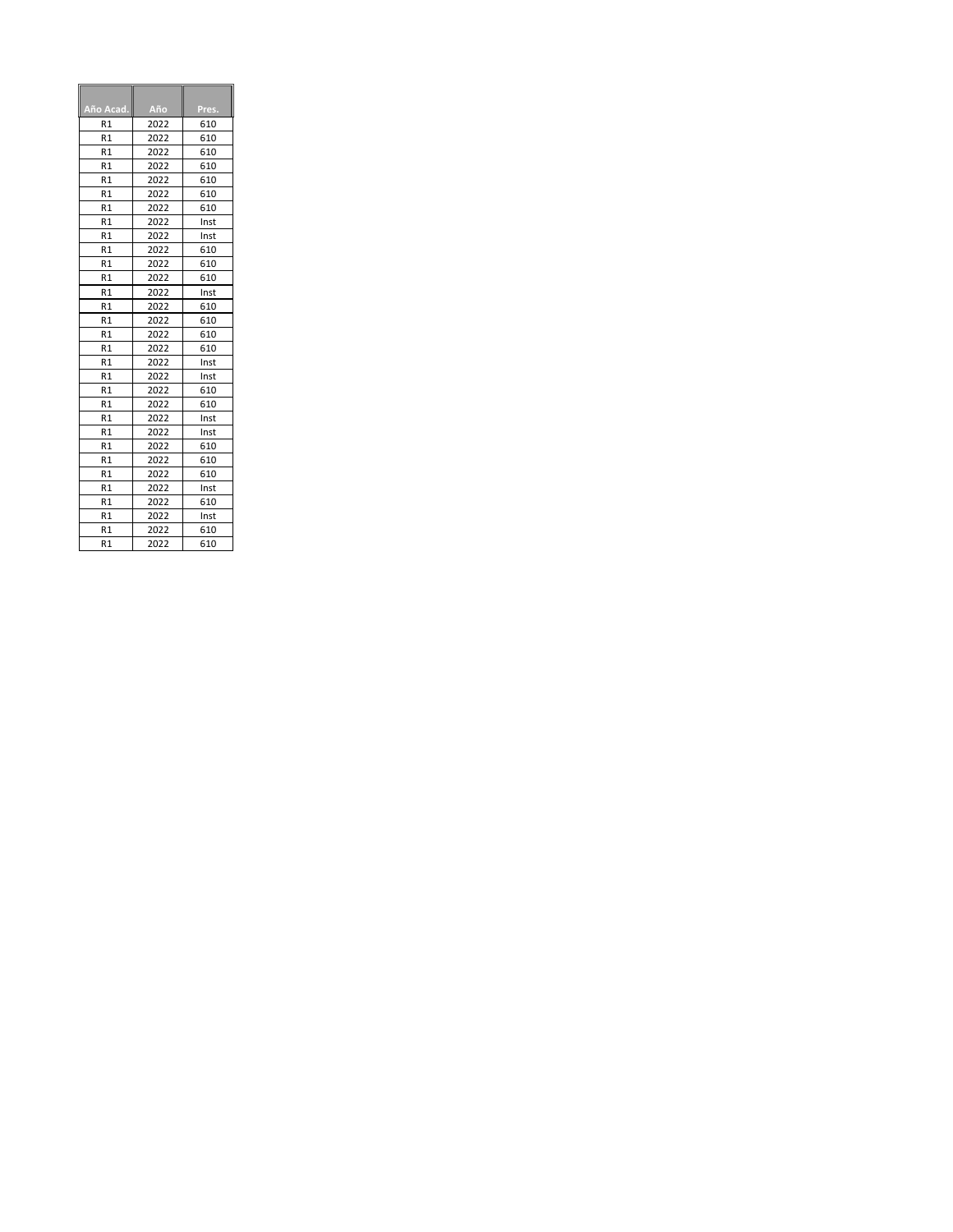| Año Acad. | Año | Pres. |
|---|---|---|
| R1 | 2022 | 610 |
| R1 | 2022 | 610 |
| R1 | 2022 | 610 |
| R1 | 2022 | 610 |
| R1 | 2022 | 610 |
| R1 | 2022 | 610 |
| R1 | 2022 | 610 |
| R1 | 2022 | Inst |
| R1 | 2022 | Inst |
| R1 | 2022 | 610 |
| R1 | 2022 | 610 |
| R1 | 2022 | 610 |
| R1 | 2022 | Inst |
| R1 | 2022 | 610 |
| R1 | 2022 | 610 |
| R1 | 2022 | 610 |
| R1 | 2022 | 610 |
| R1 | 2022 | Inst |
| R1 | 2022 | Inst |
| R1 | 2022 | 610 |
| R1 | 2022 | 610 |
| R1 | 2022 | Inst |
| R1 | 2022 | Inst |
| R1 | 2022 | 610 |
| R1 | 2022 | 610 |
| R1 | 2022 | 610 |
| R1 | 2022 | Inst |
| R1 | 2022 | 610 |
| R1 | 2022 | Inst |
| R1 | 2022 | 610 |
| R1 | 2022 | 610 |